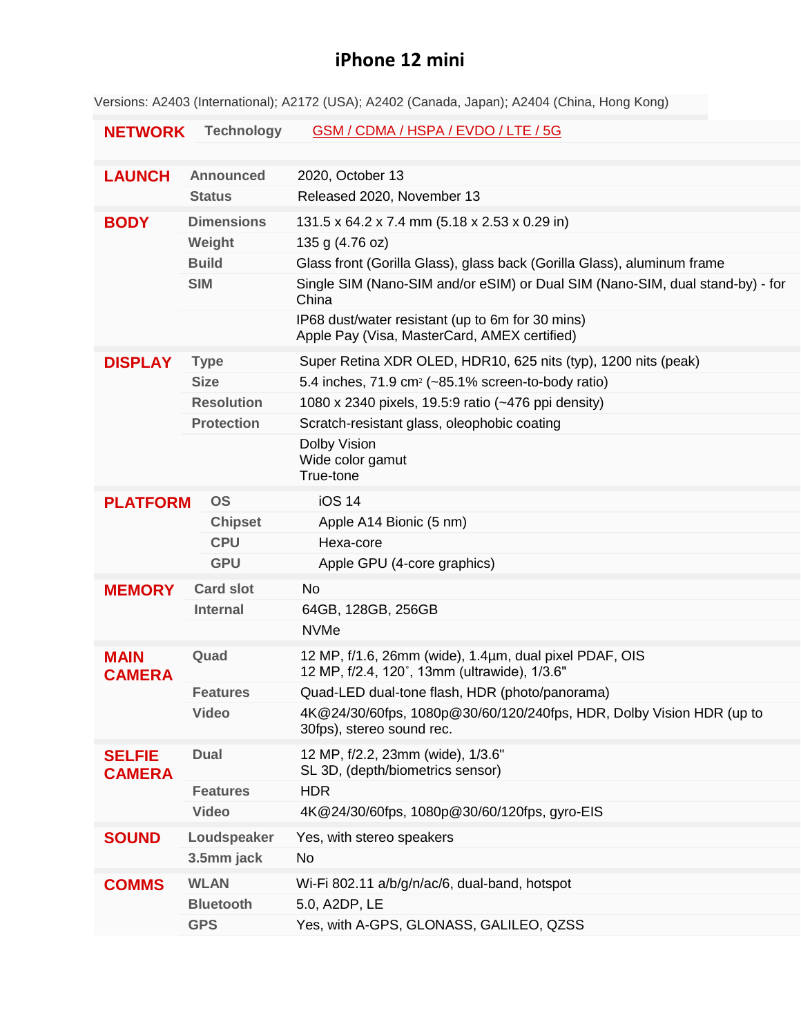# iPhone 12 mini

Versions: A2403 (International); A2172 (USA); A2402 (Canada, Japan); A2404 (China, Hong Kong)

| | | |
|---|---|---|
| **NETWORK** | **Technology** | GSM / CDMA / HSPA / EVDO / LTE / 5G |
| **LAUNCH** | **Announced** | 2020, October 13 |
| | **Status** | Released 2020, November 13 |
| **BODY** | **Dimensions** | 131.5 x 64.2 x 7.4 mm (5.18 x 2.53 x 0.29 in) |
| | **Weight** | 135 g (4.76 oz) |
| | **Build** | Glass front (Gorilla Glass), glass back (Gorilla Glass), aluminum frame |
| | **SIM** | Single SIM (Nano-SIM and/or eSIM) or Dual SIM (Nano-SIM, dual stand-by) - for China |
| | | IP68 dust/water resistant (up to 6m for 30 mins)<br>Apple Pay (Visa, MasterCard, AMEX certified) |
| **DISPLAY** | **Type** | Super Retina XDR OLED, HDR10, 625 nits (typ), 1200 nits (peak) |
| | **Size** | 5.4 inches, 71.9 $cm^2$ (~85.1% screen-to-body ratio) |
| | **Resolution** | 1080 x 2340 pixels, 19.5:9 ratio (~476 ppi density) |
| | **Protection** | Scratch-resistant glass, oleophobic coating |
| | | Dolby Vision<br>Wide color gamut<br>True-tone |
| **PLATFORM** | **OS** | iOS 14 |
| | **Chipset** | Apple A14 Bionic (5 nm) |
| | **CPU** | Hexa-core |
| | **GPU** | Apple GPU (4-core graphics) |
| **MEMORY** | **Card slot** | No |
| | **Internal** | 64GB, 128GB, 256GB |
| | | NVMe |
| **MAIN CAMERA** | **Quad** | 12 MP, f/1.6, 26mm (wide), 1.4µm, dual pixel PDAF, OIS<br>12 MP, f/2.4, 120˚, 13mm (ultrawide), 1/3.6" |
| | **Features** | Quad-LED dual-tone flash, HDR (photo/panorama) |
| | **Video** | 4K@24/30/60fps, 1080p@30/60/120/240fps, HDR, Dolby Vision HDR (up to 30fps), stereo sound rec. |
| **SELFIE CAMERA** | **Dual** | 12 MP, f/2.2, 23mm (wide), 1/3.6"<br>SL 3D, (depth/biometrics sensor) |
| | **Features** | HDR |
| | **Video** | 4K@24/30/60fps, 1080p@30/60/120fps, gyro-EIS |
| **SOUND** | **Loudspeaker** | Yes, with stereo speakers |
| | **3.5mm jack** | No |
| **COMMS** | **WLAN** | Wi-Fi 802.11 a/b/g/n/ac/6, dual-band, hotspot |
| | **Bluetooth** | 5.0, A2DP, LE |
| | **GPS** | Yes, with A-GPS, GLONASS, GALILEO, QZSS |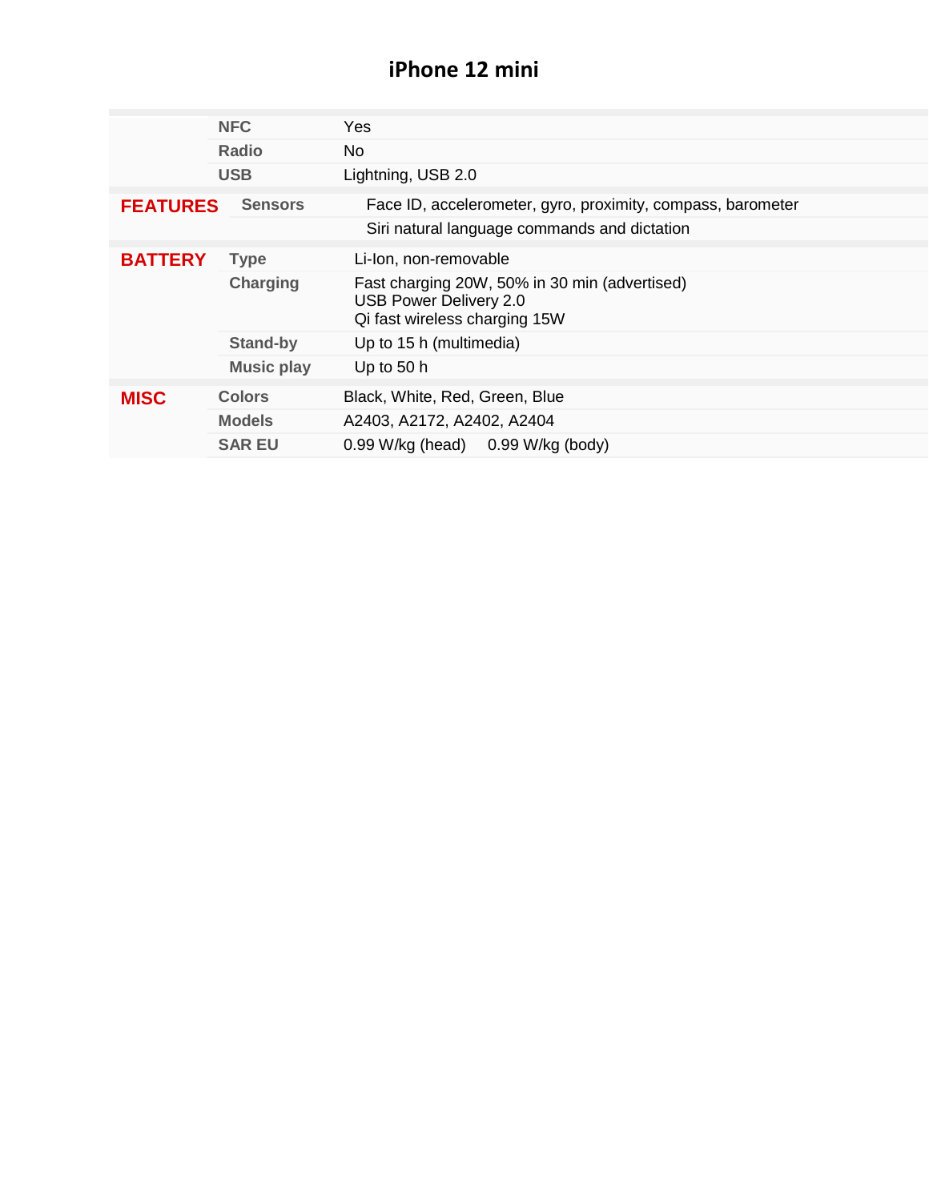# iPhone 12 mini

| | | |
|---|---|---|
| | **NFC** | Yes |
| | **Radio** | No |
| | **USB** | Lightning, USB 2.0 |
| **FEATURES** | **Sensors** | Face ID, accelerometer, gyro, proximity, compass, barometer |
| | | Siri natural language commands and dictation |
| **BATTERY** | **Type** | Li-Ion, non-removable |
| | **Charging** | Fast charging 20W, 50% in 30 min (advertised)<br>USB Power Delivery 2.0<br>Qi fast wireless charging 15W |
| | **Stand-by** | Up to 15 h (multimedia) |
| | **Music play** | Up to 50 h |
| **MISC** | **Colors** | Black, White, Red, Green, Blue |
| | **Models** | A2403, A2172, A2402, A2404 |
| | **SAR EU** | 0.99 W/kg (head) 0.99 W/kg (body) |